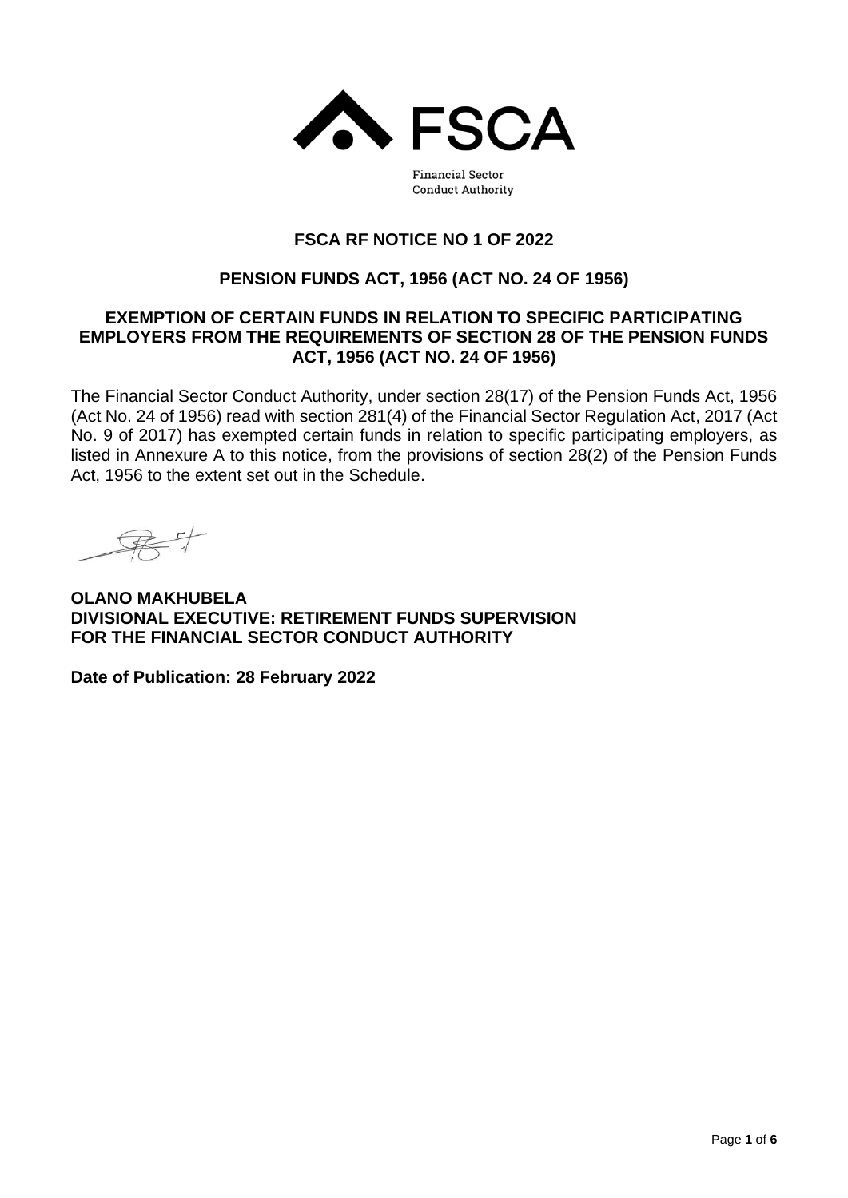FSCA

Financial Sector
Conduct Authority

# FSCA RF NOTICE NO 1 OF 2022

## PENSION FUNDS ACT, 1956 (ACT NO. 24 OF 1956)

## EXEMPTION OF CERTAIN FUNDS IN RELATION TO SPECIFIC PARTICIPATING EMPLOYERS FROM THE REQUIREMENTS OF SECTION 28 OF THE PENSION FUNDS ACT, 1956 (ACT NO. 24 OF 1956)

The Financial Sector Conduct Authority, under section 28(17) of the Pension Funds Act, 1956 (Act No. 24 of 1956) read with section 281(4) of the Financial Sector Regulation Act, 2017 (Act No. 9 of 2017) has exempted certain funds in relation to specific participating employers, as listed in Annexure A to this notice, from the provisions of section 28(2) of the Pension Funds Act, 1956 to the extent set out in the Schedule.

**OLANO MAKHUBELA**
**DIVISIONAL EXECUTIVE: RETIREMENT FUNDS SUPERVISION**
**FOR THE FINANCIAL SECTOR CONDUCT AUTHORITY**

**Date of Publication: 28 February 2022**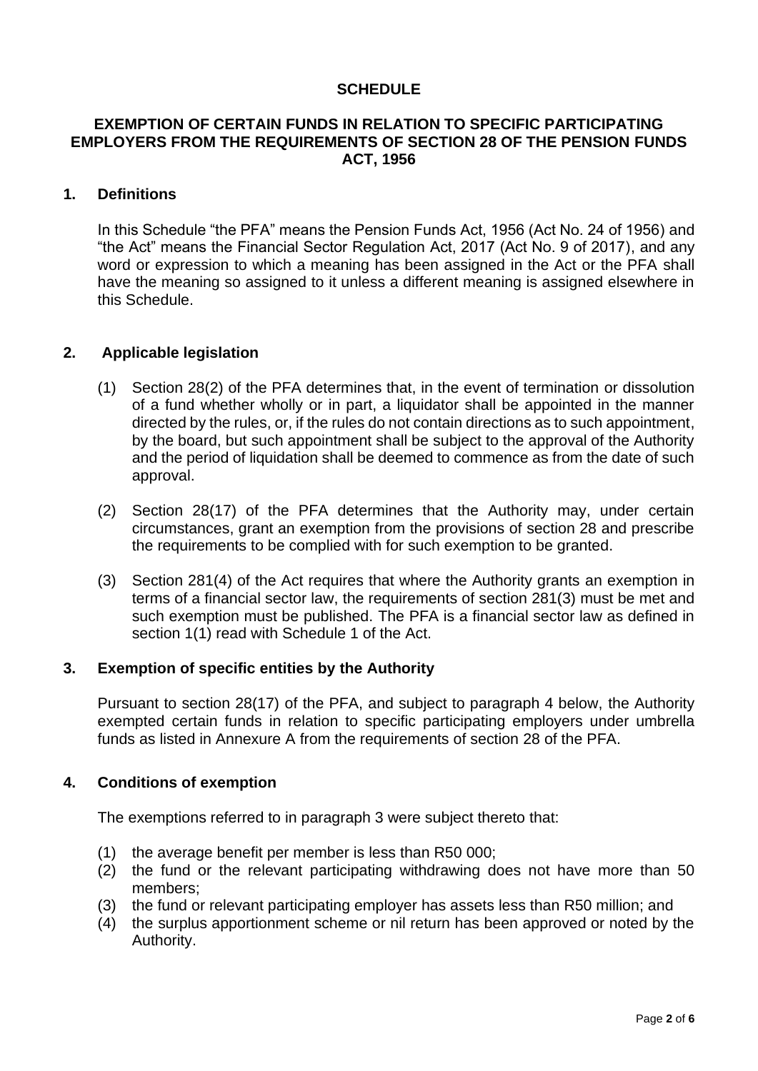**SCHEDULE**

**EXEMPTION OF CERTAIN FUNDS IN RELATION TO SPECIFIC PARTICIPATING EMPLOYERS FROM THE REQUIREMENTS OF SECTION 28 OF THE PENSION FUNDS ACT, 1956**

## 1. Definitions

In this Schedule "the PFA" means the Pension Funds Act, 1956 (Act No. 24 of 1956) and "the Act" means the Financial Sector Regulation Act, 2017 (Act No. 9 of 2017), and any word or expression to which a meaning has been assigned in the Act or the PFA shall have the meaning so assigned to it unless a different meaning is assigned elsewhere in this Schedule.

## 2. Applicable legislation

(1) Section 28(2) of the PFA determines that, in the event of termination or dissolution of a fund whether wholly or in part, a liquidator shall be appointed in the manner directed by the rules, or, if the rules do not contain directions as to such appointment, by the board, but such appointment shall be subject to the approval of the Authority and the period of liquidation shall be deemed to commence as from the date of such approval.

(2) Section 28(17) of the PFA determines that the Authority may, under certain circumstances, grant an exemption from the provisions of section 28 and prescribe the requirements to be complied with for such exemption to be granted.

(3) Section 281(4) of the Act requires that where the Authority grants an exemption in terms of a financial sector law, the requirements of section 281(3) must be met and such exemption must be published. The PFA is a financial sector law as defined in section 1(1) read with Schedule 1 of the Act.

## 3. Exemption of specific entities by the Authority

Pursuant to section 28(17) of the PFA, and subject to paragraph 4 below, the Authority exempted certain funds in relation to specific participating employers under umbrella funds as listed in Annexure A from the requirements of section 28 of the PFA.

## 4. Conditions of exemption

The exemptions referred to in paragraph 3 were subject thereto that:

(1) the average benefit per member is less than R50 000;
(2) the fund or the relevant participating withdrawing does not have more than 50 members;
(3) the fund or relevant participating employer has assets less than R50 million; and
(4) the surplus apportionment scheme or nil return has been approved or noted by the Authority.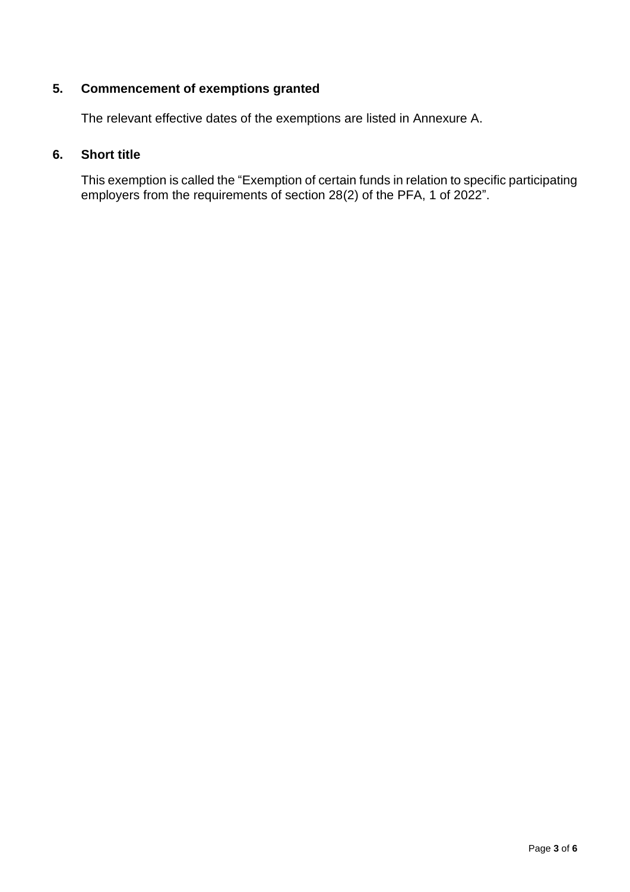## 5. Commencement of exemptions granted

The relevant effective dates of the exemptions are listed in Annexure A.

## 6. Short title

This exemption is called the “Exemption of certain funds in relation to specific participating employers from the requirements of section 28(2) of the PFA, 1 of 2022”.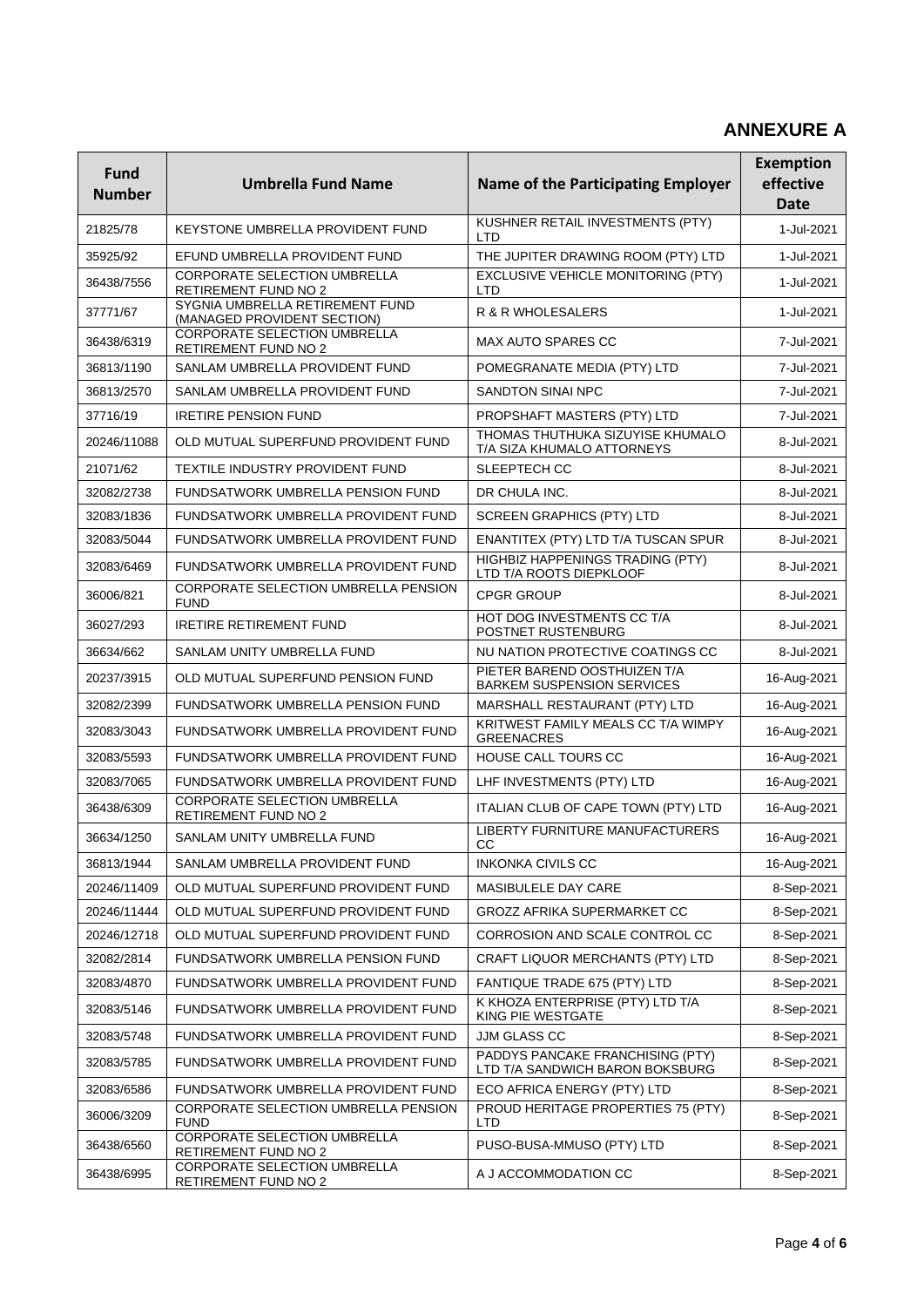## ANNEXURE A

| Fund Number | Umbrella Fund Name | Name of the Participating Employer | Exemption effective Date |
|---|---|---|---|
| 21825/78 | KEYSTONE UMBRELLA PROVIDENT FUND | KUSHNER RETAIL INVESTMENTS (PTY) LTD | 1-Jul-2021 |
| 35925/92 | EFUND UMBRELLA PROVIDENT FUND | THE JUPITER DRAWING ROOM (PTY) LTD | 1-Jul-2021 |
| 36438/7556 | CORPORATE SELECTION UMBRELLA RETIREMENT FUND NO 2 | EXCLUSIVE VEHICLE MONITORING (PTY) LTD | 1-Jul-2021 |
| 37771/67 | SYGNIA UMBRELLA RETIREMENT FUND (MANAGED PROVIDENT SECTION) | R & R WHOLESALERS | 1-Jul-2021 |
| 36438/6319 | CORPORATE SELECTION UMBRELLA RETIREMENT FUND NO 2 | MAX AUTO SPARES CC | 7-Jul-2021 |
| 36813/1190 | SANLAM UMBRELLA PROVIDENT FUND | POMEGRANATE MEDIA (PTY) LTD | 7-Jul-2021 |
| 36813/2570 | SANLAM UMBRELLA PROVIDENT FUND | SANDTON SINAI NPC | 7-Jul-2021 |
| 37716/19 | IRETIRE PENSION FUND | PROPSHAFT MASTERS (PTY) LTD | 7-Jul-2021 |
| 20246/11088 | OLD MUTUAL SUPERFUND PROVIDENT FUND | THOMAS THUTHUKA SIZUYISE KHUMALO T/A SIZA KHUMALO ATTORNEYS | 8-Jul-2021 |
| 21071/62 | TEXTILE INDUSTRY PROVIDENT FUND | SLEEPTECH CC | 8-Jul-2021 |
| 32082/2738 | FUNDSATWORK UMBRELLA PENSION FUND | DR CHULA INC. | 8-Jul-2021 |
| 32083/1836 | FUNDSATWORK UMBRELLA PROVIDENT FUND | SCREEN GRAPHICS (PTY) LTD | 8-Jul-2021 |
| 32083/5044 | FUNDSATWORK UMBRELLA PROVIDENT FUND | ENANTITEX (PTY) LTD T/A TUSCAN SPUR | 8-Jul-2021 |
| 32083/6469 | FUNDSATWORK UMBRELLA PROVIDENT FUND | HIGHBIZ HAPPENINGS TRADING (PTY) LTD T/A ROOTS DIEPKLOOF | 8-Jul-2021 |
| 36006/821 | CORPORATE SELECTION UMBRELLA PENSION FUND | CPGR GROUP | 8-Jul-2021 |
| 36027/293 | IRETIRE RETIREMENT FUND | HOT DOG INVESTMENTS CC T/A POSTNET RUSTENBURG | 8-Jul-2021 |
| 36634/662 | SANLAM UNITY UMBRELLA FUND | NU NATION PROTECTIVE COATINGS CC | 8-Jul-2021 |
| 20237/3915 | OLD MUTUAL SUPERFUND PENSION FUND | PIETER BAREND OOSTHUIZEN T/A BARKEM SUSPENSION SERVICES | 16-Aug-2021 |
| 32082/2399 | FUNDSATWORK UMBRELLA PENSION FUND | MARSHALL RESTAURANT (PTY) LTD | 16-Aug-2021 |
| 32083/3043 | FUNDSATWORK UMBRELLA PROVIDENT FUND | KRITWEST FAMILY MEALS CC T/A WIMPY GREENACRES | 16-Aug-2021 |
| 32083/5593 | FUNDSATWORK UMBRELLA PROVIDENT FUND | HOUSE CALL TOURS CC | 16-Aug-2021 |
| 32083/7065 | FUNDSATWORK UMBRELLA PROVIDENT FUND | LHF INVESTMENTS (PTY) LTD | 16-Aug-2021 |
| 36438/6309 | CORPORATE SELECTION UMBRELLA RETIREMENT FUND NO 2 | ITALIAN CLUB OF CAPE TOWN (PTY) LTD | 16-Aug-2021 |
| 36634/1250 | SANLAM UNITY UMBRELLA FUND | LIBERTY FURNITURE MANUFACTURERS CC | 16-Aug-2021 |
| 36813/1944 | SANLAM UMBRELLA PROVIDENT FUND | INKONKA CIVILS CC | 16-Aug-2021 |
| 20246/11409 | OLD MUTUAL SUPERFUND PROVIDENT FUND | MASIBULELE DAY CARE | 8-Sep-2021 |
| 20246/11444 | OLD MUTUAL SUPERFUND PROVIDENT FUND | GROZZ AFRIKA SUPERMARKET CC | 8-Sep-2021 |
| 20246/12718 | OLD MUTUAL SUPERFUND PROVIDENT FUND | CORROSION AND SCALE CONTROL CC | 8-Sep-2021 |
| 32082/2814 | FUNDSATWORK UMBRELLA PENSION FUND | CRAFT LIQUOR MERCHANTS (PTY) LTD | 8-Sep-2021 |
| 32083/4870 | FUNDSATWORK UMBRELLA PROVIDENT FUND | FANTIQUE TRADE 675 (PTY) LTD | 8-Sep-2021 |
| 32083/5146 | FUNDSATWORK UMBRELLA PROVIDENT FUND | K KHOZA ENTERPRISE (PTY) LTD T/A KING PIE WESTGATE | 8-Sep-2021 |
| 32083/5748 | FUNDSATWORK UMBRELLA PROVIDENT FUND | JJM GLASS CC | 8-Sep-2021 |
| 32083/5785 | FUNDSATWORK UMBRELLA PROVIDENT FUND | PADDYS PANCAKE FRANCHISING (PTY) LTD T/A SANDWICH BARON BOKSBURG | 8-Sep-2021 |
| 32083/6586 | FUNDSATWORK UMBRELLA PROVIDENT FUND | ECO AFRICA ENERGY (PTY) LTD | 8-Sep-2021 |
| 36006/3209 | CORPORATE SELECTION UMBRELLA PENSION FUND | PROUD HERITAGE PROPERTIES 75 (PTY) LTD | 8-Sep-2021 |
| 36438/6560 | CORPORATE SELECTION UMBRELLA RETIREMENT FUND NO 2 | PUSO-BUSA-MMUSO (PTY) LTD | 8-Sep-2021 |
| 36438/6995 | CORPORATE SELECTION UMBRELLA RETIREMENT FUND NO 2 | A J ACCOMMODATION CC | 8-Sep-2021 |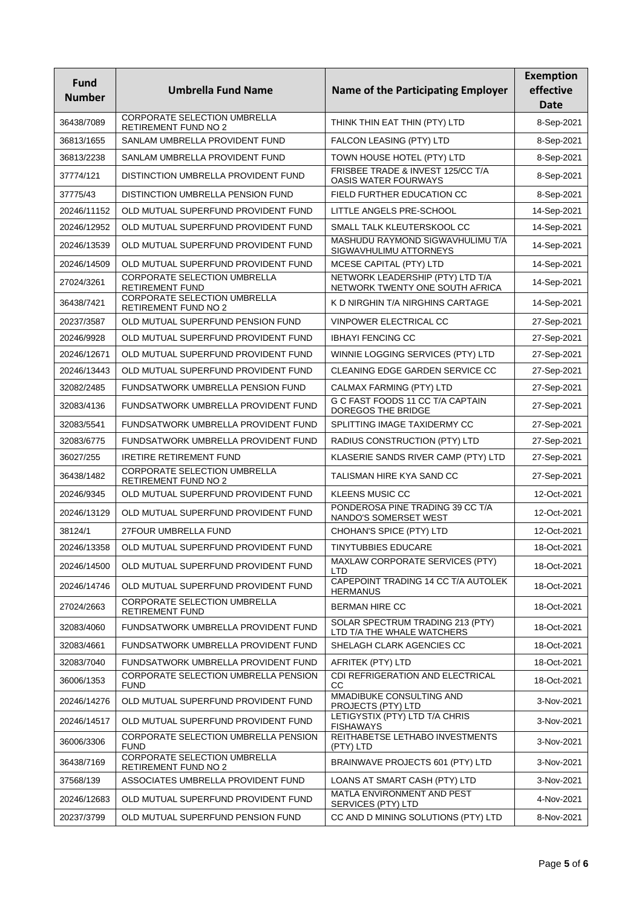| Fund Number | Umbrella Fund Name | Name of the Participating Employer | Exemption effective Date |
|---|---|---|---|
| 36438/7089 | CORPORATE SELECTION UMBRELLA RETIREMENT FUND NO 2 | THINK THIN EAT THIN (PTY) LTD | 8-Sep-2021 |
| 36813/1655 | SANLAM UMBRELLA PROVIDENT FUND | FALCON LEASING (PTY) LTD | 8-Sep-2021 |
| 36813/2238 | SANLAM UMBRELLA PROVIDENT FUND | TOWN HOUSE HOTEL (PTY) LTD | 8-Sep-2021 |
| 37774/121 | DISTINCTION UMBRELLA PROVIDENT FUND | FRISBEE TRADE & INVEST 125/CC T/A OASIS WATER FOURWAYS | 8-Sep-2021 |
| 37775/43 | DISTINCTION UMBRELLA PENSION FUND | FIELD FURTHER EDUCATION CC | 8-Sep-2021 |
| 20246/11152 | OLD MUTUAL SUPERFUND PROVIDENT FUND | LITTLE ANGELS PRE-SCHOOL | 14-Sep-2021 |
| 20246/12952 | OLD MUTUAL SUPERFUND PROVIDENT FUND | SMALL TALK KLEUTERSKOOL CC | 14-Sep-2021 |
| 20246/13539 | OLD MUTUAL SUPERFUND PROVIDENT FUND | MASHUDU RAYMOND SIGWAVHULIMU T/A SIGWAVHULIMU ATTORNEYS | 14-Sep-2021 |
| 20246/14509 | OLD MUTUAL SUPERFUND PROVIDENT FUND | MCESE CAPITAL (PTY) LTD | 14-Sep-2021 |
| 27024/3261 | CORPORATE SELECTION UMBRELLA RETIREMENT FUND | NETWORK LEADERSHIP (PTY) LTD T/A NETWORK TWENTY ONE SOUTH AFRICA | 14-Sep-2021 |
| 36438/7421 | CORPORATE SELECTION UMBRELLA RETIREMENT FUND NO 2 | K D NIRGHIN T/A NIRGHINS CARTAGE | 14-Sep-2021 |
| 20237/3587 | OLD MUTUAL SUPERFUND PENSION FUND | VINPOWER ELECTRICAL CC | 27-Sep-2021 |
| 20246/9928 | OLD MUTUAL SUPERFUND PROVIDENT FUND | IBHAYI FENCING CC | 27-Sep-2021 |
| 20246/12671 | OLD MUTUAL SUPERFUND PROVIDENT FUND | WINNIE LOGGING SERVICES (PTY) LTD | 27-Sep-2021 |
| 20246/13443 | OLD MUTUAL SUPERFUND PROVIDENT FUND | CLEANING EDGE GARDEN SERVICE CC | 27-Sep-2021 |
| 32082/2485 | FUNDSATWORK UMBRELLA PENSION FUND | CALMAX FARMING (PTY) LTD | 27-Sep-2021 |
| 32083/4136 | FUNDSATWORK UMBRELLA PROVIDENT FUND | G C FAST FOODS 11 CC T/A CAPTAIN DOREGOS THE BRIDGE | 27-Sep-2021 |
| 32083/5541 | FUNDSATWORK UMBRELLA PROVIDENT FUND | SPLITTING IMAGE TAXIDERMY CC | 27-Sep-2021 |
| 32083/6775 | FUNDSATWORK UMBRELLA PROVIDENT FUND | RADIUS CONSTRUCTION (PTY) LTD | 27-Sep-2021 |
| 36027/255 | IRETIRE RETIREMENT FUND | KLASERIE SANDS RIVER CAMP (PTY) LTD | 27-Sep-2021 |
| 36438/1482 | CORPORATE SELECTION UMBRELLA RETIREMENT FUND NO 2 | TALISMAN HIRE KYA SAND CC | 27-Sep-2021 |
| 20246/9345 | OLD MUTUAL SUPERFUND PROVIDENT FUND | KLEENS MUSIC CC | 12-Oct-2021 |
| 20246/13129 | OLD MUTUAL SUPERFUND PROVIDENT FUND | PONDEROSA PINE TRADING 39 CC T/A NANDO'S SOMERSET WEST | 12-Oct-2021 |
| 38124/1 | 27FOUR UMBRELLA FUND | CHOHAN'S SPICE (PTY) LTD | 12-Oct-2021 |
| 20246/13358 | OLD MUTUAL SUPERFUND PROVIDENT FUND | TINYTUBBIES EDUCARE | 18-Oct-2021 |
| 20246/14500 | OLD MUTUAL SUPERFUND PROVIDENT FUND | MAXLAW CORPORATE SERVICES (PTY) LTD | 18-Oct-2021 |
| 20246/14746 | OLD MUTUAL SUPERFUND PROVIDENT FUND | CAPEPOINT TRADING 14 CC T/A AUTOLEK HERMANUS | 18-Oct-2021 |
| 27024/2663 | CORPORATE SELECTION UMBRELLA RETIREMENT FUND | BERMAN HIRE CC | 18-Oct-2021 |
| 32083/4060 | FUNDSATWORK UMBRELLA PROVIDENT FUND | SOLAR SPECTRUM TRADING 213 (PTY) LTD T/A THE WHALE WATCHERS | 18-Oct-2021 |
| 32083/4661 | FUNDSATWORK UMBRELLA PROVIDENT FUND | SHELAGH CLARK AGENCIES CC | 18-Oct-2021 |
| 32083/7040 | FUNDSATWORK UMBRELLA PROVIDENT FUND | AFRITEK (PTY) LTD | 18-Oct-2021 |
| 36006/1353 | CORPORATE SELECTION UMBRELLA PENSION FUND | CDI REFRIGERATION AND ELECTRICAL CC | 18-Oct-2021 |
| 20246/14276 | OLD MUTUAL SUPERFUND PROVIDENT FUND | MMADIBUKE CONSULTING AND PROJECTS (PTY) LTD | 3-Nov-2021 |
| 20246/14517 | OLD MUTUAL SUPERFUND PROVIDENT FUND | LETIGYSTIX (PTY) LTD T/A CHRIS FISHAWAYS | 3-Nov-2021 |
| 36006/3306 | CORPORATE SELECTION UMBRELLA PENSION FUND | REITHABETSE LETHABO INVESTMENTS (PTY) LTD | 3-Nov-2021 |
| 36438/7169 | CORPORATE SELECTION UMBRELLA RETIREMENT FUND NO 2 | BRAINWAVE PROJECTS 601 (PTY) LTD | 3-Nov-2021 |
| 37568/139 | ASSOCIATES UMBRELLA PROVIDENT FUND | LOANS AT SMART CASH (PTY) LTD | 3-Nov-2021 |
| 20246/12683 | OLD MUTUAL SUPERFUND PROVIDENT FUND | MATLA ENVIRONMENT AND PEST SERVICES (PTY) LTD | 4-Nov-2021 |
| 20237/3799 | OLD MUTUAL SUPERFUND PENSION FUND | CC AND D MINING SOLUTIONS (PTY) LTD | 8-Nov-2021 |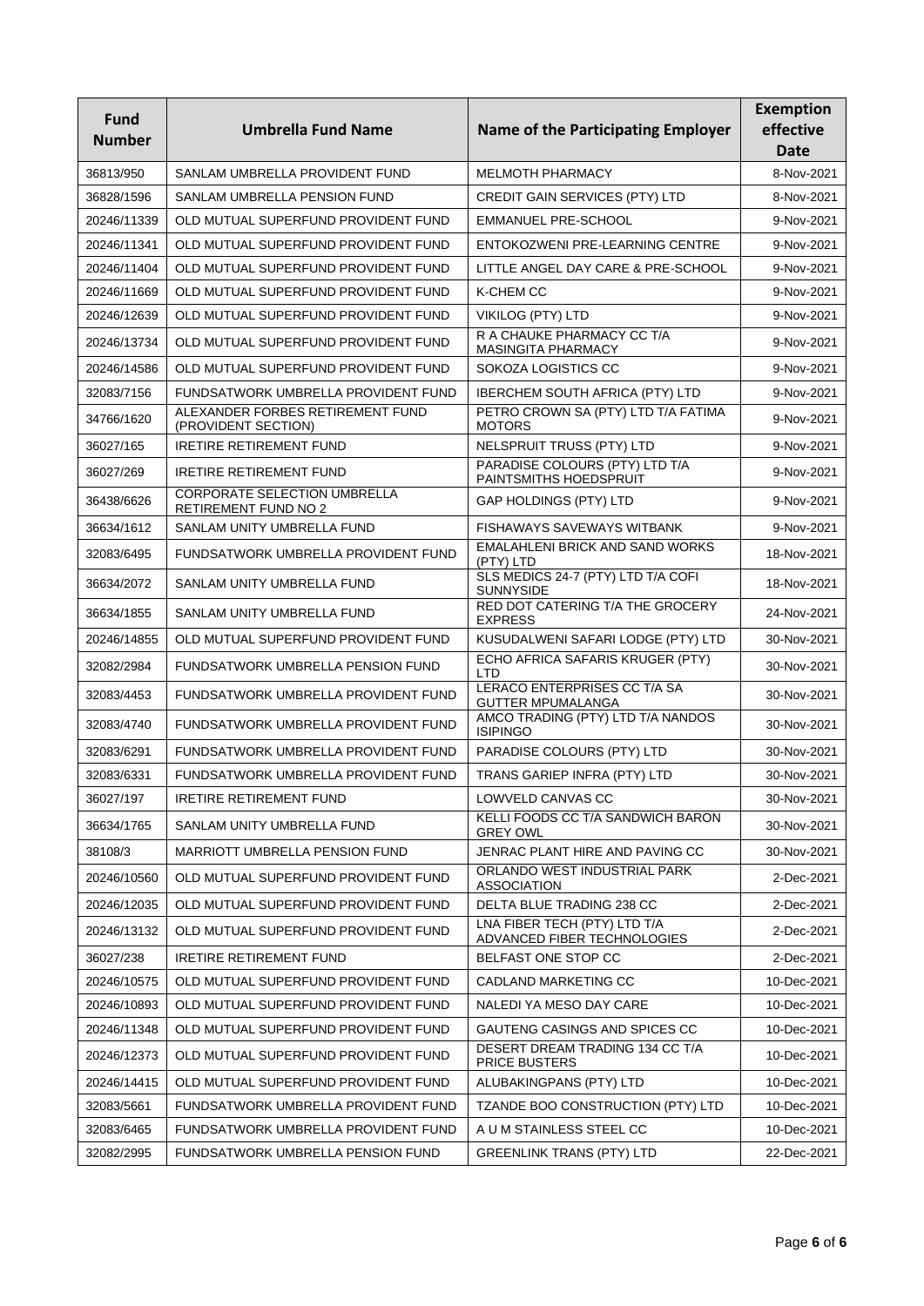| Fund Number | Umbrella Fund Name | Name of the Participating Employer | Exemption effective Date |
|---|---|---|---|
| 36813/950 | SANLAM UMBRELLA PROVIDENT FUND | MELMOTH PHARMACY | 8-Nov-2021 |
| 36828/1596 | SANLAM UMBRELLA PENSION FUND | CREDIT GAIN SERVICES (PTY) LTD | 8-Nov-2021 |
| 20246/11339 | OLD MUTUAL SUPERFUND PROVIDENT FUND | EMMANUEL PRE-SCHOOL | 9-Nov-2021 |
| 20246/11341 | OLD MUTUAL SUPERFUND PROVIDENT FUND | ENTOKOZWENI PRE-LEARNING CENTRE | 9-Nov-2021 |
| 20246/11404 | OLD MUTUAL SUPERFUND PROVIDENT FUND | LITTLE ANGEL DAY CARE & PRE-SCHOOL | 9-Nov-2021 |
| 20246/11669 | OLD MUTUAL SUPERFUND PROVIDENT FUND | K-CHEM CC | 9-Nov-2021 |
| 20246/12639 | OLD MUTUAL SUPERFUND PROVIDENT FUND | VIKILOG (PTY) LTD | 9-Nov-2021 |
| 20246/13734 | OLD MUTUAL SUPERFUND PROVIDENT FUND | R A CHAUKE PHARMACY CC T/A MASINGITA PHARMACY | 9-Nov-2021 |
| 20246/14586 | OLD MUTUAL SUPERFUND PROVIDENT FUND | SOKOZA LOGISTICS CC | 9-Nov-2021 |
| 32083/7156 | FUNDSATWORK UMBRELLA PROVIDENT FUND | IBERCHEM SOUTH AFRICA (PTY) LTD | 9-Nov-2021 |
| 34766/1620 | ALEXANDER FORBES RETIREMENT FUND (PROVIDENT SECTION) | PETRO CROWN SA (PTY) LTD T/A FATIMA MOTORS | 9-Nov-2021 |
| 36027/165 | IRETIRE RETIREMENT FUND | NELSPRUIT TRUSS (PTY) LTD | 9-Nov-2021 |
| 36027/269 | IRETIRE RETIREMENT FUND | PARADISE COLOURS (PTY) LTD T/A PAINTSMITHS HOEDSPRUIT | 9-Nov-2021 |
| 36438/6626 | CORPORATE SELECTION UMBRELLA RETIREMENT FUND NO 2 | GAP HOLDINGS (PTY) LTD | 9-Nov-2021 |
| 36634/1612 | SANLAM UNITY UMBRELLA FUND | FISHAWAYS SAVEWAYS WITBANK | 9-Nov-2021 |
| 32083/6495 | FUNDSATWORK UMBRELLA PROVIDENT FUND | EMALAHLENI BRICK AND SAND WORKS (PTY) LTD | 18-Nov-2021 |
| 36634/2072 | SANLAM UNITY UMBRELLA FUND | SLS MEDICS 24-7 (PTY) LTD T/A COFI SUNNYSIDE | 18-Nov-2021 |
| 36634/1855 | SANLAM UNITY UMBRELLA FUND | RED DOT CATERING T/A THE GROCERY EXPRESS | 24-Nov-2021 |
| 20246/14855 | OLD MUTUAL SUPERFUND PROVIDENT FUND | KUSUDALWENI SAFARI LODGE (PTY) LTD | 30-Nov-2021 |
| 32082/2984 | FUNDSATWORK UMBRELLA PENSION FUND | ECHO AFRICA SAFARIS KRUGER (PTY) LTD | 30-Nov-2021 |
| 32083/4453 | FUNDSATWORK UMBRELLA PROVIDENT FUND | LERACO ENTERPRISES CC T/A SA GUTTER MPUMALANGA | 30-Nov-2021 |
| 32083/4740 | FUNDSATWORK UMBRELLA PROVIDENT FUND | AMCO TRADING (PTY) LTD T/A NANDOS ISIPINGO | 30-Nov-2021 |
| 32083/6291 | FUNDSATWORK UMBRELLA PROVIDENT FUND | PARADISE COLOURS (PTY) LTD | 30-Nov-2021 |
| 32083/6331 | FUNDSATWORK UMBRELLA PROVIDENT FUND | TRANS GARIEP INFRA (PTY) LTD | 30-Nov-2021 |
| 36027/197 | IRETIRE RETIREMENT FUND | LOWVELD CANVAS CC | 30-Nov-2021 |
| 36634/1765 | SANLAM UNITY UMBRELLA FUND | KELLI FOODS CC T/A SANDWICH BARON GREY OWL | 30-Nov-2021 |
| 38108/3 | MARRIOTT UMBRELLA PENSION FUND | JENRAC PLANT HIRE AND PAVING CC | 30-Nov-2021 |
| 20246/10560 | OLD MUTUAL SUPERFUND PROVIDENT FUND | ORLANDO WEST INDUSTRIAL PARK ASSOCIATION | 2-Dec-2021 |
| 20246/12035 | OLD MUTUAL SUPERFUND PROVIDENT FUND | DELTA BLUE TRADING 238 CC | 2-Dec-2021 |
| 20246/13132 | OLD MUTUAL SUPERFUND PROVIDENT FUND | LNA FIBER TECH (PTY) LTD T/A ADVANCED FIBER TECHNOLOGIES | 2-Dec-2021 |
| 36027/238 | IRETIRE RETIREMENT FUND | BELFAST ONE STOP CC | 2-Dec-2021 |
| 20246/10575 | OLD MUTUAL SUPERFUND PROVIDENT FUND | CADLAND MARKETING CC | 10-Dec-2021 |
| 20246/10893 | OLD MUTUAL SUPERFUND PROVIDENT FUND | NALEDI YA MESO DAY CARE | 10-Dec-2021 |
| 20246/11348 | OLD MUTUAL SUPERFUND PROVIDENT FUND | GAUTENG CASINGS AND SPICES CC | 10-Dec-2021 |
| 20246/12373 | OLD MUTUAL SUPERFUND PROVIDENT FUND | DESERT DREAM TRADING 134 CC T/A PRICE BUSTERS | 10-Dec-2021 |
| 20246/14415 | OLD MUTUAL SUPERFUND PROVIDENT FUND | ALUBAKINGPANS (PTY) LTD | 10-Dec-2021 |
| 32083/5661 | FUNDSATWORK UMBRELLA PROVIDENT FUND | TZANDE BOO CONSTRUCTION (PTY) LTD | 10-Dec-2021 |
| 32083/6465 | FUNDSATWORK UMBRELLA PROVIDENT FUND | A U M STAINLESS STEEL CC | 10-Dec-2021 |
| 32082/2995 | FUNDSATWORK UMBRELLA PENSION FUND | GREENLINK TRANS (PTY) LTD | 22-Dec-2021 |